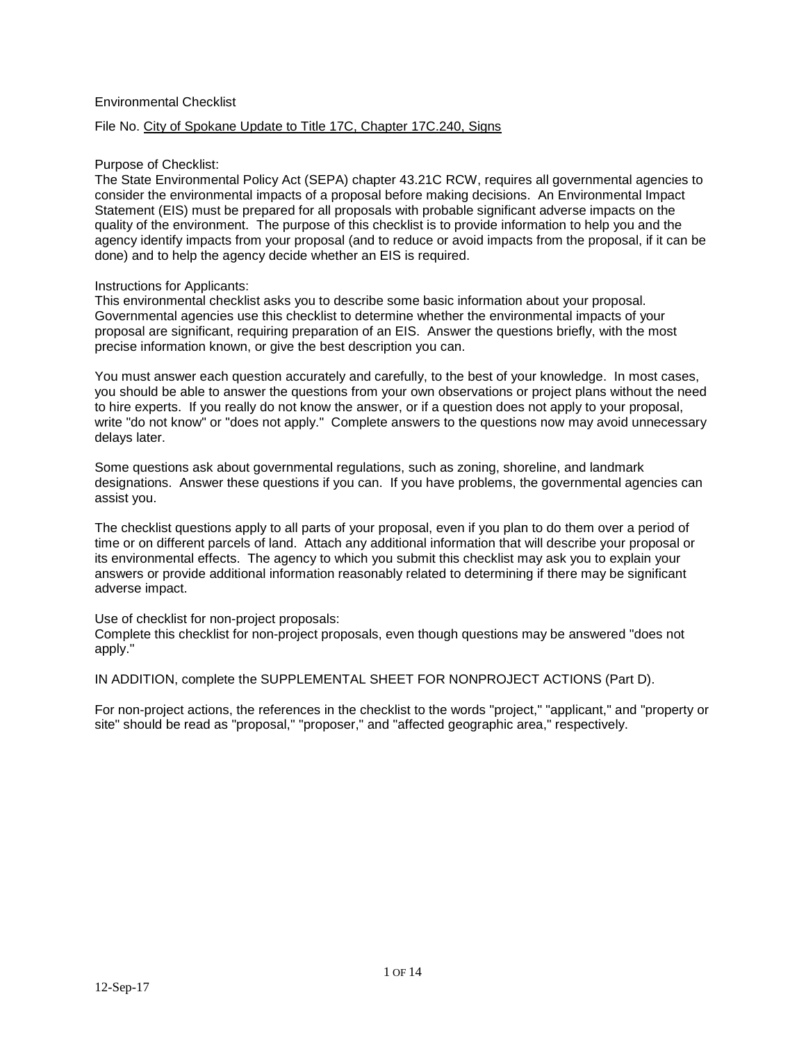Environmental Checklist

File No. <u>City of Spokane Update to Title 17C, Chapter 17C.240, Signs</u>

Purpose of Checklist:
The State Environmental Policy Act (SEPA) chapter 43.21C RCW, requires all governmental agencies to consider the environmental impacts of a proposal before making decisions. An Environmental Impact Statement (EIS) must be prepared for all proposals with probable significant adverse impacts on the quality of the environment. The purpose of this checklist is to provide information to help you and the agency identify impacts from your proposal (and to reduce or avoid impacts from the proposal, if it can be done) and to help the agency decide whether an EIS is required.

Instructions for Applicants:
This environmental checklist asks you to describe some basic information about your proposal. Governmental agencies use this checklist to determine whether the environmental impacts of your proposal are significant, requiring preparation of an EIS. Answer the questions briefly, with the most precise information known, or give the best description you can.

You must answer each question accurately and carefully, to the best of your knowledge. In most cases, you should be able to answer the questions from your own observations or project plans without the need to hire experts. If you really do not know the answer, or if a question does not apply to your proposal, write "do not know" or "does not apply." Complete answers to the questions now may avoid unnecessary delays later.

Some questions ask about governmental regulations, such as zoning, shoreline, and landmark designations. Answer these questions if you can. If you have problems, the governmental agencies can assist you.

The checklist questions apply to all parts of your proposal, even if you plan to do them over a period of time or on different parcels of land. Attach any additional information that will describe your proposal or its environmental effects. The agency to which you submit this checklist may ask you to explain your answers or provide additional information reasonably related to determining if there may be significant adverse impact.

Use of checklist for non-project proposals:
Complete this checklist for non-project proposals, even though questions may be answered "does not apply."

IN ADDITION, complete the SUPPLEMENTAL SHEET FOR NONPROJECT ACTIONS (Part D).

For non-project actions, the references in the checklist to the words "project," "applicant," and "property or site" should be read as "proposal," "proposer," and "affected geographic area," respectively.

12-Sep-17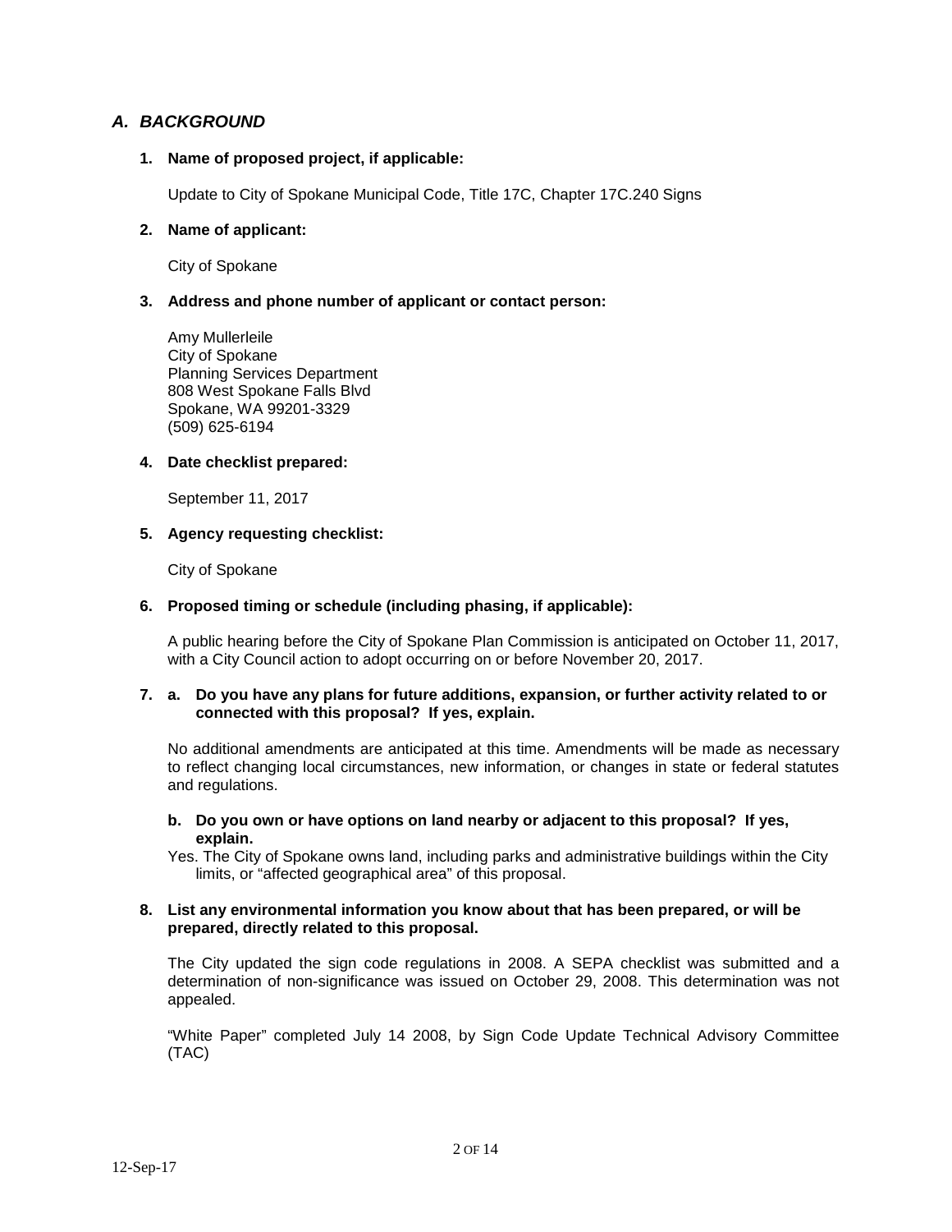## *A. BACKGROUND*

**1. Name of proposed project, if applicable:**

Update to City of Spokane Municipal Code, Title 17C, Chapter 17C.240 Signs

**2. Name of applicant:**

City of Spokane

**3. Address and phone number of applicant or contact person:**

Amy Mullerleile
City of Spokane
Planning Services Department
808 West Spokane Falls Blvd
Spokane, WA 99201-3329
(509) 625-6194

**4. Date checklist prepared:**

September 11, 2017

**5. Agency requesting checklist:**

City of Spokane

**6. Proposed timing or schedule (including phasing, if applicable):**

A public hearing before the City of Spokane Plan Commission is anticipated on October 11, 2017, with a City Council action to adopt occurring on or before November 20, 2017.

**7. a. Do you have any plans for future additions, expansion, or further activity related to or connected with this proposal? If yes, explain.**

No additional amendments are anticipated at this time. Amendments will be made as necessary to reflect changing local circumstances, new information, or changes in state or federal statutes and regulations.

**b. Do you own or have options on land nearby or adjacent to this proposal? If yes, explain.**

Yes. The City of Spokane owns land, including parks and administrative buildings within the City limits, or "affected geographical area" of this proposal.

**8. List any environmental information you know about that has been prepared, or will be prepared, directly related to this proposal.**

The City updated the sign code regulations in 2008. A SEPA checklist was submitted and a determination of non-significance was issued on October 29, 2008. This determination was not appealed.

"White Paper" completed July 14 2008, by Sign Code Update Technical Advisory Committee (TAC)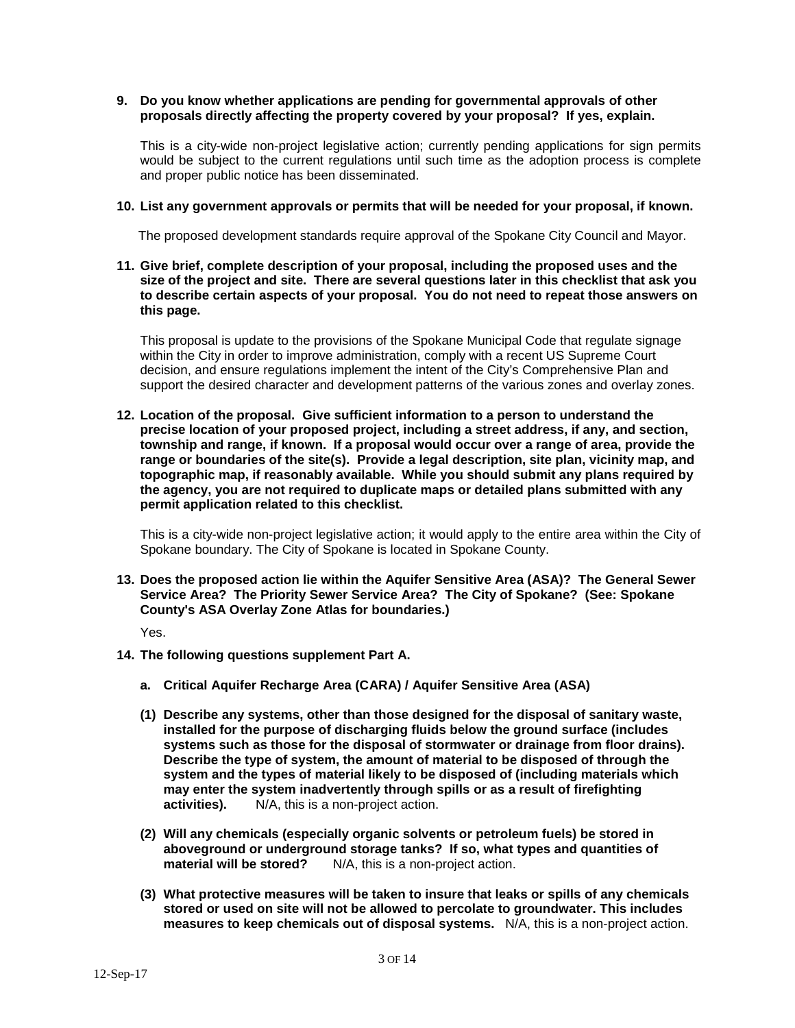**9. Do you know whether applications are pending for governmental approvals of other proposals directly affecting the property covered by your proposal? If yes, explain.**

This is a city-wide non-project legislative action; currently pending applications for sign permits would be subject to the current regulations until such time as the adoption process is complete and proper public notice has been disseminated.

**10. List any government approvals or permits that will be needed for your proposal, if known.**

The proposed development standards require approval of the Spokane City Council and Mayor.

**11. Give brief, complete description of your proposal, including the proposed uses and the size of the project and site. There are several questions later in this checklist that ask you to describe certain aspects of your proposal. You do not need to repeat those answers on this page.**

This proposal is update to the provisions of the Spokane Municipal Code that regulate signage within the City in order to improve administration, comply with a recent US Supreme Court decision, and ensure regulations implement the intent of the City's Comprehensive Plan and support the desired character and development patterns of the various zones and overlay zones.

**12. Location of the proposal. Give sufficient information to a person to understand the precise location of your proposed project, including a street address, if any, and section, township and range, if known. If a proposal would occur over a range of area, provide the range or boundaries of the site(s). Provide a legal description, site plan, vicinity map, and topographic map, if reasonably available. While you should submit any plans required by the agency, you are not required to duplicate maps or detailed plans submitted with any permit application related to this checklist.**

This is a city-wide non-project legislative action; it would apply to the entire area within the City of Spokane boundary. The City of Spokane is located in Spokane County.

**13. Does the proposed action lie within the Aquifer Sensitive Area (ASA)? The General Sewer Service Area? The Priority Sewer Service Area? The City of Spokane? (See: Spokane County's ASA Overlay Zone Atlas for boundaries.)**

Yes.

**14. The following questions supplement Part A.**

**a. Critical Aquifer Recharge Area (CARA) / Aquifer Sensitive Area (ASA)**

**(1) Describe any systems, other than those designed for the disposal of sanitary waste, installed for the purpose of discharging fluids below the ground surface (includes systems such as those for the disposal of stormwater or drainage from floor drains). Describe the type of system, the amount of material to be disposed of through the system and the types of material likely to be disposed of (including materials which may enter the system inadvertently through spills or as a result of firefighting activities).** N/A, this is a non-project action.

**(2) Will any chemicals (especially organic solvents or petroleum fuels) be stored in aboveground or underground storage tanks? If so, what types and quantities of material will be stored?** N/A, this is a non-project action.

**(3) What protective measures will be taken to insure that leaks or spills of any chemicals stored or used on site will not be allowed to percolate to groundwater. This includes measures to keep chemicals out of disposal systems.** N/A, this is a non-project action.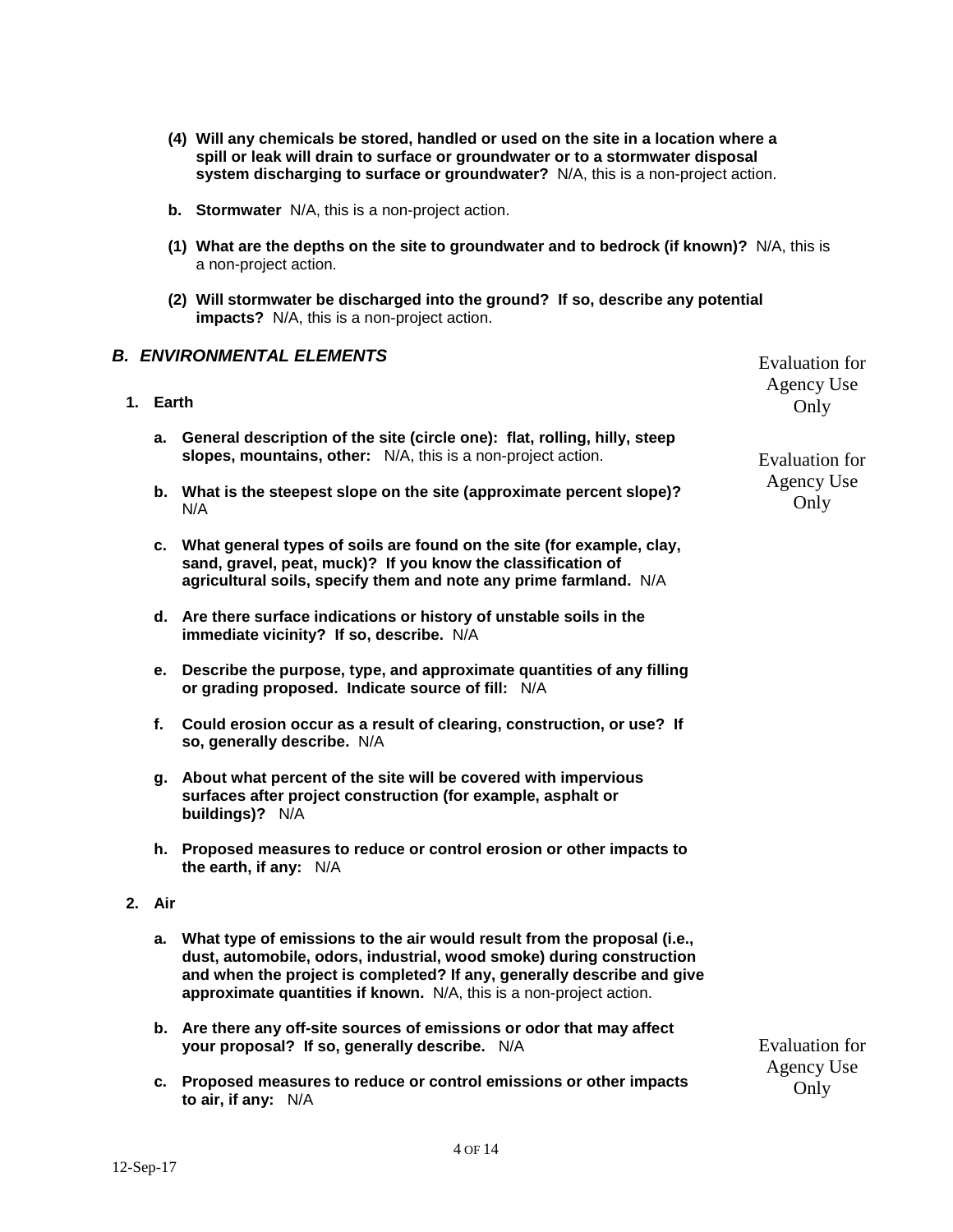**(4) Will any chemicals be stored, handled or used on the site in a location where a spill or leak will drain to surface or groundwater or to a stormwater disposal system discharging to surface or groundwater?** N/A, this is a non-project action.

**b. Stormwater** N/A, this is a non-project action.

**(1) What are the depths on the site to groundwater and to bedrock (if known)?** N/A, this is a non-project action.

**(2) Will stormwater be discharged into the ground? If so, describe any potential impacts?** N/A, this is a non-project action.

## *B. ENVIRONMENTAL ELEMENTS*

Evaluation for Agency Use Only

**1. Earth**

Evaluation for Agency Use Only

**a. General description of the site (circle one): flat, rolling, hilly, steep slopes, mountains, other:** N/A, this is a non-project action.

**b. What is the steepest slope on the site (approximate percent slope)?** N/A

**c. What general types of soils are found on the site (for example, clay, sand, gravel, peat, muck)? If you know the classification of agricultural soils, specify them and note any prime farmland.** N/A

**d. Are there surface indications or history of unstable soils in the immediate vicinity? If so, describe.** N/A

**e. Describe the purpose, type, and approximate quantities of any filling or grading proposed. Indicate source of fill:** N/A

**f. Could erosion occur as a result of clearing, construction, or use? If so, generally describe.** N/A

**g. About what percent of the site will be covered with impervious surfaces after project construction (for example, asphalt or buildings)?** N/A

**h. Proposed measures to reduce or control erosion or other impacts to the earth, if any:** N/A

**2. Air**

**a. What type of emissions to the air would result from the proposal (i.e., dust, automobile, odors, industrial, wood smoke) during construction and when the project is completed? If any, generally describe and give approximate quantities if known.** N/A, this is a non-project action.

Evaluation for Agency Use Only

**b. Are there any off-site sources of emissions or odor that may affect your proposal? If so, generally describe.** N/A

**c. Proposed measures to reduce or control emissions or other impacts to air, if any:** N/A

12-Sep-17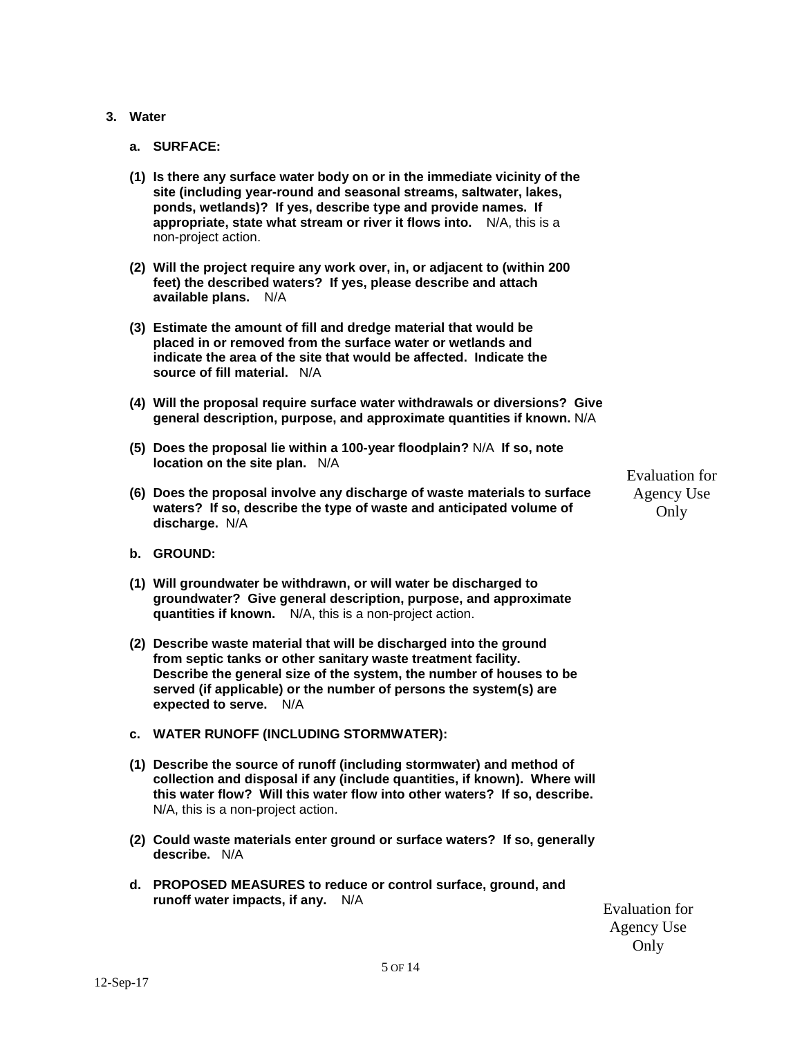3. **Water**

a. **SURFACE:**

**(1) Is there any surface water body on or in the immediate vicinity of the site (including year-round and seasonal streams, saltwater, lakes, ponds, wetlands)? If yes, describe type and provide names. If appropriate, state what stream or river it flows into.** N/A, this is a non-project action.

**(2) Will the project require any work over, in, or adjacent to (within 200 feet) the described waters? If yes, please describe and attach available plans.** N/A

**(3) Estimate the amount of fill and dredge material that would be placed in or removed from the surface water or wetlands and indicate the area of the site that would be affected. Indicate the source of fill material.** N/A

**(4) Will the proposal require surface water withdrawals or diversions? Give general description, purpose, and approximate quantities if known.** N/A

**(5) Does the proposal lie within a 100-year floodplain?** N/A **If so, note location on the site plan.** N/A

**(6) Does the proposal involve any discharge of waste materials to surface waters? If so, describe the type of waste and anticipated volume of discharge.** N/A

Evaluation for Agency Use Only

b. **GROUND:**

**(1) Will groundwater be withdrawn, or will water be discharged to groundwater? Give general description, purpose, and approximate quantities if known.** N/A, this is a non-project action.

**(2) Describe waste material that will be discharged into the ground from septic tanks or other sanitary waste treatment facility. Describe the general size of the system, the number of houses to be served (if applicable) or the number of persons the system(s) are expected to serve.** N/A

c. **WATER RUNOFF (INCLUDING STORMWATER):**

**(1) Describe the source of runoff (including stormwater) and method of collection and disposal if any (include quantities, if known). Where will this water flow? Will this water flow into other waters? If so, describe.** N/A, this is a non-project action.

**(2) Could waste materials enter ground or surface waters? If so, generally describe.** N/A

d. **PROPOSED MEASURES to reduce or control surface, ground, and runoff water impacts, if any.** N/A

Evaluation for Agency Use Only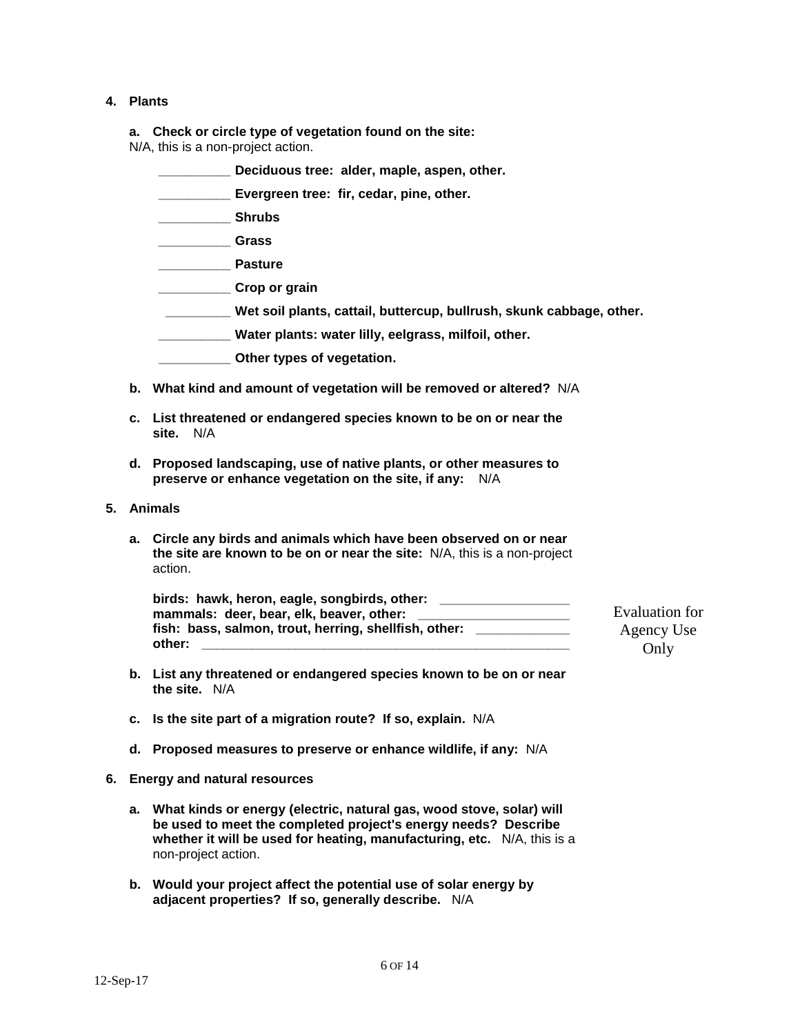4. **Plants**

   a. **Check or circle type of vegetation found on the site:**
   N/A, this is a non-project action.

   _________ **Deciduous tree: alder, maple, aspen, other.**

   _________ **Evergreen tree: fir, cedar, pine, other.**

   _________ **Shrubs**

   _________ **Grass**

   _________ **Pasture**

   _________ **Crop or grain**

   _________ **Wet soil plants, cattail, buttercup, bullrush, skunk cabbage, other.**

   _________ **Water plants: water lilly, eelgrass, milfoil, other.**

   _________ **Other types of vegetation.**

   b. **What kind and amount of vegetation will be removed or altered?** N/A

   c. **List threatened or endangered species known to be on or near the site.** N/A

   d. **Proposed landscaping, use of native plants, or other measures to preserve or enhance vegetation on the site, if any:** N/A

5. **Animals**

   a. **Circle any birds and animals which have been observed on or near the site are known to be on or near the site:** N/A, this is a non-project action.

   **birds: hawk, heron, eagle, songbirds, other:** _________________
   **mammals: deer, bear, elk, beaver, other:** ____________________
   **fish: bass, salmon, trout, herring, shellfish, other:** ____________
   **other:** _____________________________________________________

   b. **List any threatened or endangered species known to be on or near the site.** N/A

   c. **Is the site part of a migration route? If so, explain.** N/A

   d. **Proposed measures to preserve or enhance wildlife, if any:** N/A

6. **Energy and natural resources**

   a. **What kinds or energy (electric, natural gas, wood stove, solar) will be used to meet the completed project's energy needs? Describe whether it will be used for heating, manufacturing, etc.** N/A, this is a non-project action.

   b. **Would your project affect the potential use of solar energy by adjacent properties? If so, generally describe.** N/A

Evaluation for Agency Use Only

12-Sep-17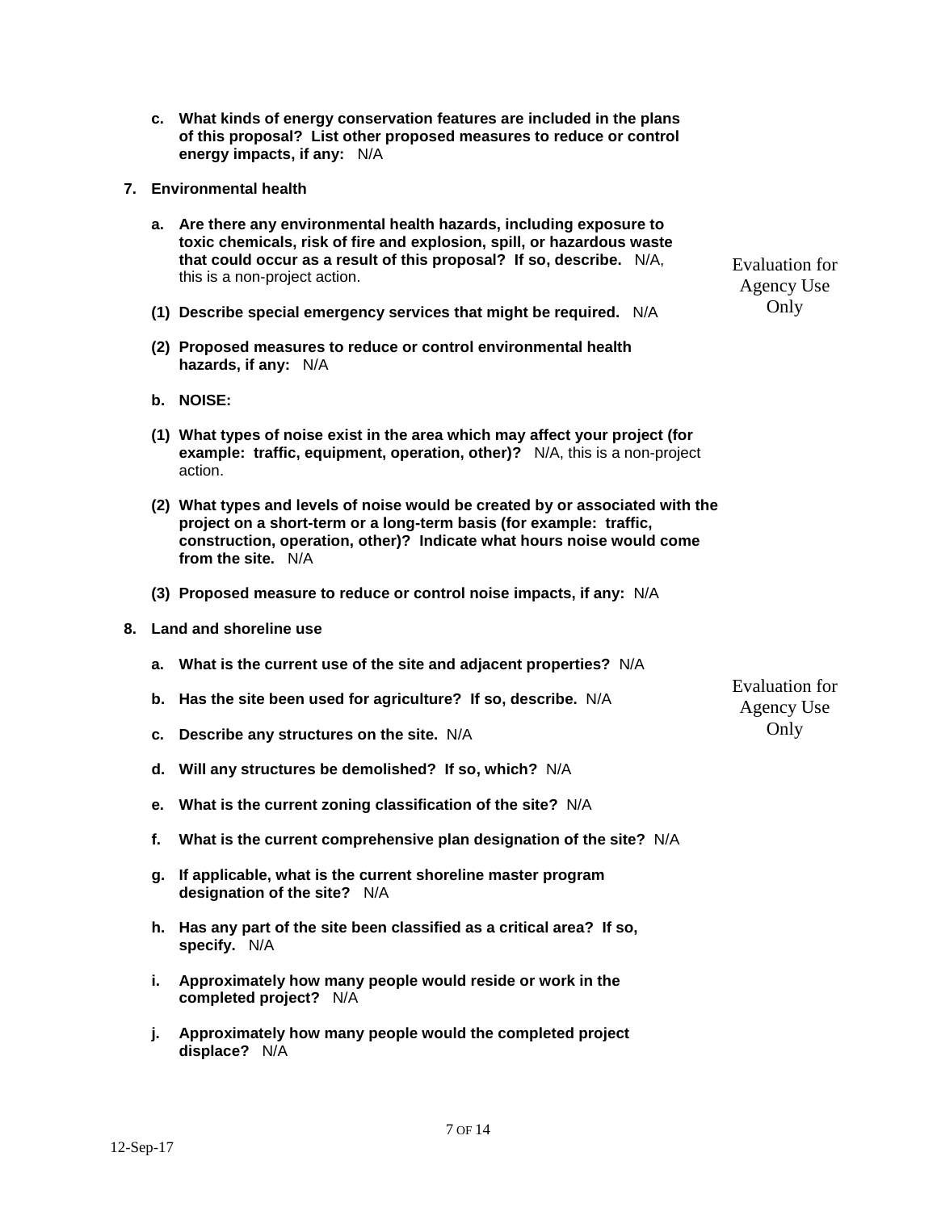**c. What kinds of energy conservation features are included in the plans of this proposal? List other proposed measures to reduce or control energy impacts, if any:** N/A

**7. Environmental health**

**a. Are there any environmental health hazards, including exposure to toxic chemicals, risk of fire and explosion, spill, or hazardous waste that could occur as a result of this proposal? If so, describe.** N/A, this is a non-project action.

Evaluation for Agency Use Only

**(1) Describe special emergency services that might be required.** N/A

**(2) Proposed measures to reduce or control environmental health hazards, if any:** N/A

**b. NOISE:**

**(1) What types of noise exist in the area which may affect your project (for example: traffic, equipment, operation, other)?** N/A, this is a non-project action.

**(2) What types and levels of noise would be created by or associated with the project on a short-term or a long-term basis (for example: traffic, construction, operation, other)? Indicate what hours noise would come from the site.** N/A

**(3) Proposed measure to reduce or control noise impacts, if any:** N/A

**8. Land and shoreline use**

**a. What is the current use of the site and adjacent properties?** N/A

Evaluation for Agency Use Only

**b. Has the site been used for agriculture? If so, describe.** N/A

**c. Describe any structures on the site.** N/A

**d. Will any structures be demolished? If so, which?** N/A

**e. What is the current zoning classification of the site?** N/A

**f. What is the current comprehensive plan designation of the site?** N/A

**g. If applicable, what is the current shoreline master program designation of the site?** N/A

**h. Has any part of the site been classified as a critical area? If so, specify.** N/A

**i. Approximately how many people would reside or work in the completed project?** N/A

**j. Approximately how many people would the completed project displace?** N/A

12-Sep-17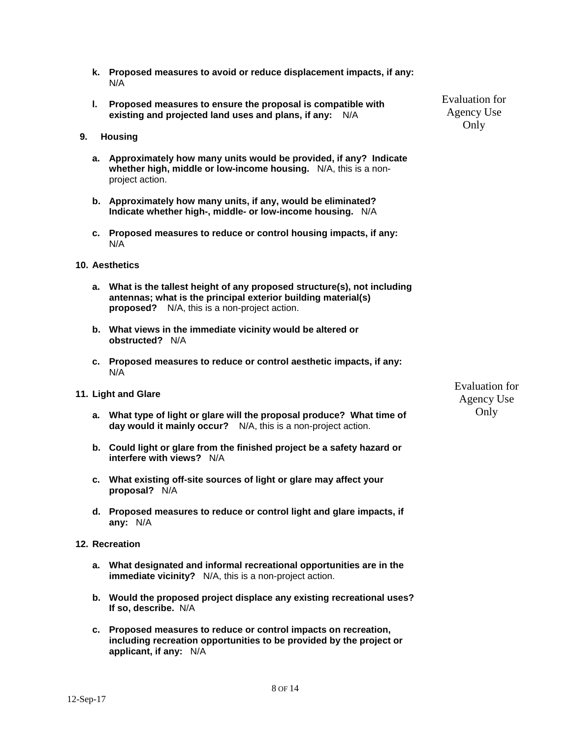**k. Proposed measures to avoid or reduce displacement impacts, if any:** N/A

**l. Proposed measures to ensure the proposal is compatible with existing and projected land uses and plans, if any:** N/A

Evaluation for Agency Use Only

**9. Housing**

**a. Approximately how many units would be provided, if any? Indicate whether high, middle or low-income housing.** N/A, this is a non-project action.

**b. Approximately how many units, if any, would be eliminated? Indicate whether high-, middle- or low-income housing.** N/A

**c. Proposed measures to reduce or control housing impacts, if any:** N/A

**10. Aesthetics**

**a. What is the tallest height of any proposed structure(s), not including antennas; what is the principal exterior building material(s) proposed?** N/A, this is a non-project action.

**b. What views in the immediate vicinity would be altered or obstructed?** N/A

**c. Proposed measures to reduce or control aesthetic impacts, if any:** N/A

**11. Light and Glare**

Evaluation for Agency Use Only

**a. What type of light or glare will the proposal produce? What time of day would it mainly occur?** N/A, this is a non-project action.

**b. Could light or glare from the finished project be a safety hazard or interfere with views?** N/A

**c. What existing off-site sources of light or glare may affect your proposal?** N/A

**d. Proposed measures to reduce or control light and glare impacts, if any:** N/A

**12. Recreation**

**a. What designated and informal recreational opportunities are in the immediate vicinity?** N/A, this is a non-project action.

**b. Would the proposed project displace any existing recreational uses? If so, describe.** N/A

**c. Proposed measures to reduce or control impacts on recreation, including recreation opportunities to be provided by the project or applicant, if any:** N/A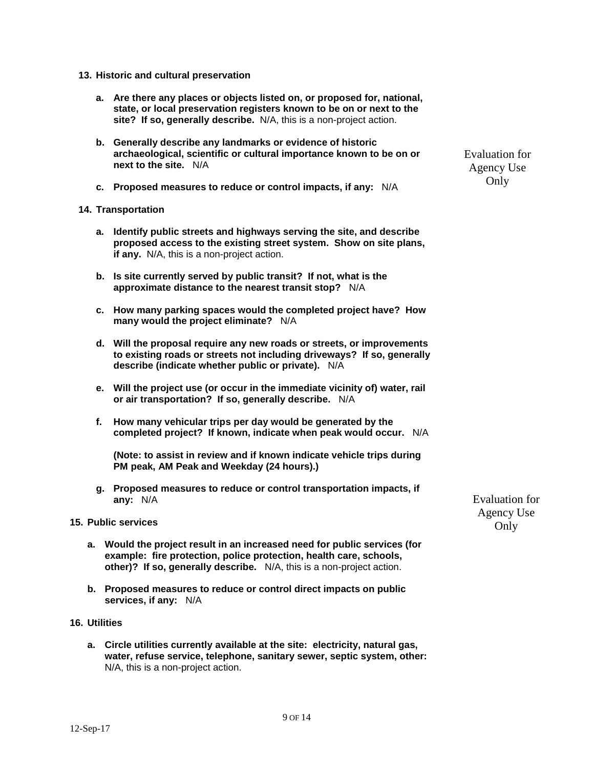**13. Historic and cultural preservation**

**a. Are there any places or objects listed on, or proposed for, national, state, or local preservation registers known to be on or next to the site? If so, generally describe.** N/A, this is a non-project action.

**b. Generally describe any landmarks or evidence of historic archaeological, scientific or cultural importance known to be on or next to the site.** N/A

**c. Proposed measures to reduce or control impacts, if any:** N/A

Evaluation for Agency Use Only

**14. Transportation**

**a. Identify public streets and highways serving the site, and describe proposed access to the existing street system. Show on site plans, if any.** N/A, this is a non-project action.

**b. Is site currently served by public transit? If not, what is the approximate distance to the nearest transit stop?** N/A

**c. How many parking spaces would the completed project have? How many would the project eliminate?** N/A

**d. Will the proposal require any new roads or streets, or improvements to existing roads or streets not including driveways? If so, generally describe (indicate whether public or private).** N/A

**e. Will the project use (or occur in the immediate vicinity of) water, rail or air transportation? If so, generally describe.** N/A

**f. How many vehicular trips per day would be generated by the completed project? If known, indicate when peak would occur.** N/A

**(Note: to assist in review and if known indicate vehicle trips during PM peak, AM Peak and Weekday (24 hours).)**

**g. Proposed measures to reduce or control transportation impacts, if any:** N/A

Evaluation for Agency Use Only

**15. Public services**

**a. Would the project result in an increased need for public services (for example: fire protection, police protection, health care, schools, other)? If so, generally describe.** N/A, this is a non-project action.

**b. Proposed measures to reduce or control direct impacts on public services, if any:** N/A

**16. Utilities**

**a. Circle utilities currently available at the site: electricity, natural gas, water, refuse service, telephone, sanitary sewer, septic system, other:** N/A, this is a non-project action.

12-Sep-17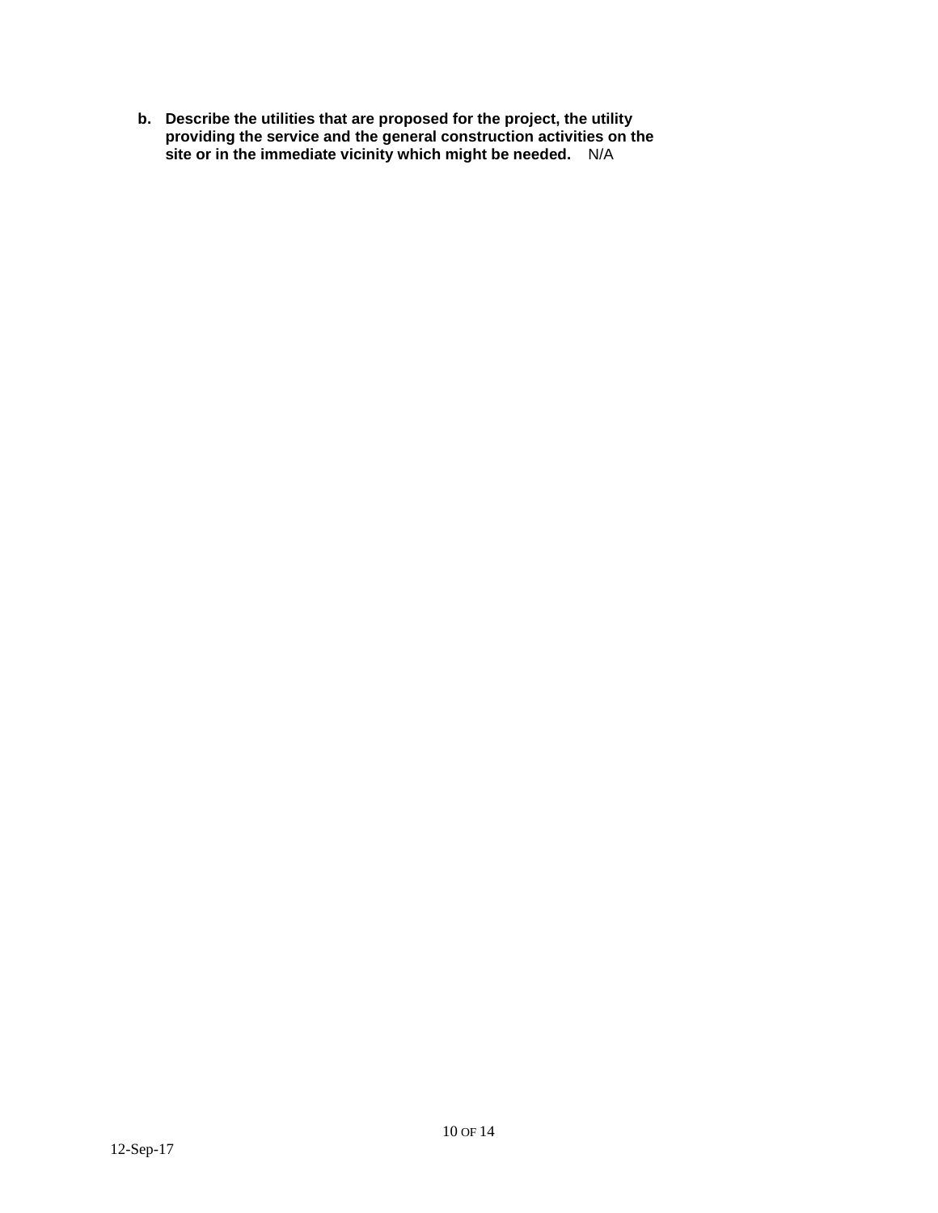b. **Describe the utilities that are proposed for the project, the utility providing the service and the general construction activities on the site or in the immediate vicinity which might be needed.** N/A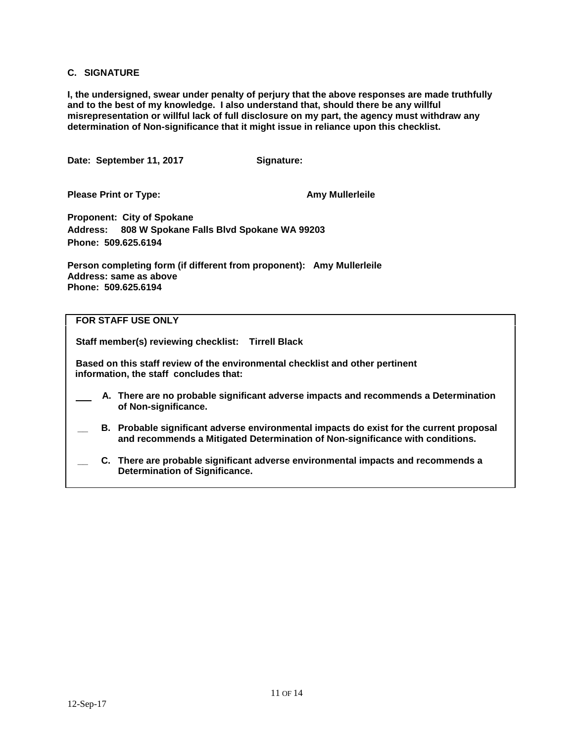### C. SIGNATURE

**I, the undersigned, swear under penalty of perjury that the above responses are made truthfully and to the best of my knowledge. I also understand that, should there be any willful misrepresentation or willful lack of full disclosure on my part, the agency must withdraw any determination of Non-significance that it might issue in reliance upon this checklist.**

**Date: September 11, 2017** **Signature:**

**Please Print or Type:** **Amy Mullerleile**

**Proponent: City of Spokane**
**Address: 808 W Spokane Falls Blvd Spokane WA 99203**
**Phone: 509.625.6194**

**Person completing form (if different from proponent): Amy Mullerleile**
**Address: same as above**
**Phone: 509.625.6194**

**FOR STAFF USE ONLY**

**Staff member(s) reviewing checklist: Tirrell Black**

**Based on this staff review of the environmental checklist and other pertinent information, the staff concludes that:**

___ **A. There are no probable significant adverse impacts and recommends a Determination of Non-significance.**

__ **B. Probable significant adverse environmental impacts do exist for the current proposal and recommends a Mitigated Determination of Non-significance with conditions.**

__ **C. There are probable significant adverse environmental impacts and recommends a Determination of Significance.**

12-Sep-17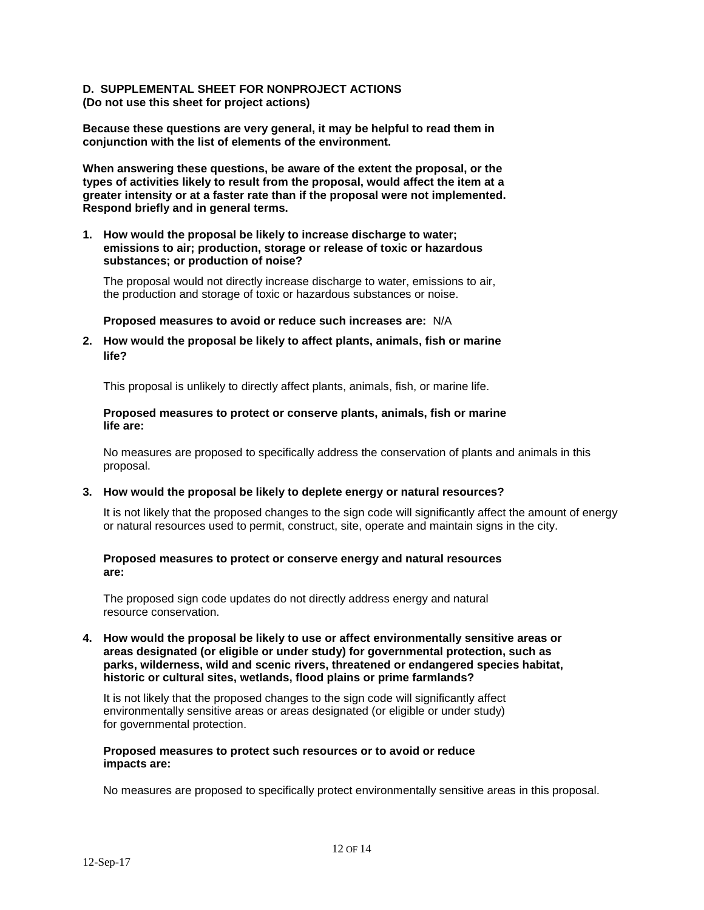## D. SUPPLEMENTAL SHEET FOR NONPROJECT ACTIONS

**(Do not use this sheet for project actions)**

**Because these questions are very general, it may be helpful to read them in conjunction with the list of elements of the environment.**

**When answering these questions, be aware of the extent the proposal, or the types of activities likely to result from the proposal, would affect the item at a greater intensity or at a faster rate than if the proposal were not implemented. Respond briefly and in general terms.**

**1. How would the proposal be likely to increase discharge to water; emissions to air; production, storage or release of toxic or hazardous substances; or production of noise?**

The proposal would not directly increase discharge to water, emissions to air, the production and storage of toxic or hazardous substances or noise.

**Proposed measures to avoid or reduce such increases are:** N/A

**2. How would the proposal be likely to affect plants, animals, fish or marine life?**

This proposal is unlikely to directly affect plants, animals, fish, or marine life.

**Proposed measures to protect or conserve plants, animals, fish or marine life are:**

No measures are proposed to specifically address the conservation of plants and animals in this proposal.

**3. How would the proposal be likely to deplete energy or natural resources?**

It is not likely that the proposed changes to the sign code will significantly affect the amount of energy or natural resources used to permit, construct, site, operate and maintain signs in the city.

**Proposed measures to protect or conserve energy and natural resources are:**

The proposed sign code updates do not directly address energy and natural resource conservation.

**4. How would the proposal be likely to use or affect environmentally sensitive areas or areas designated (or eligible or under study) for governmental protection, such as parks, wilderness, wild and scenic rivers, threatened or endangered species habitat, historic or cultural sites, wetlands, flood plains or prime farmlands?**

It is not likely that the proposed changes to the sign code will significantly affect environmentally sensitive areas or areas designated (or eligible or under study) for governmental protection.

**Proposed measures to protect such resources or to avoid or reduce impacts are:**

No measures are proposed to specifically protect environmentally sensitive areas in this proposal.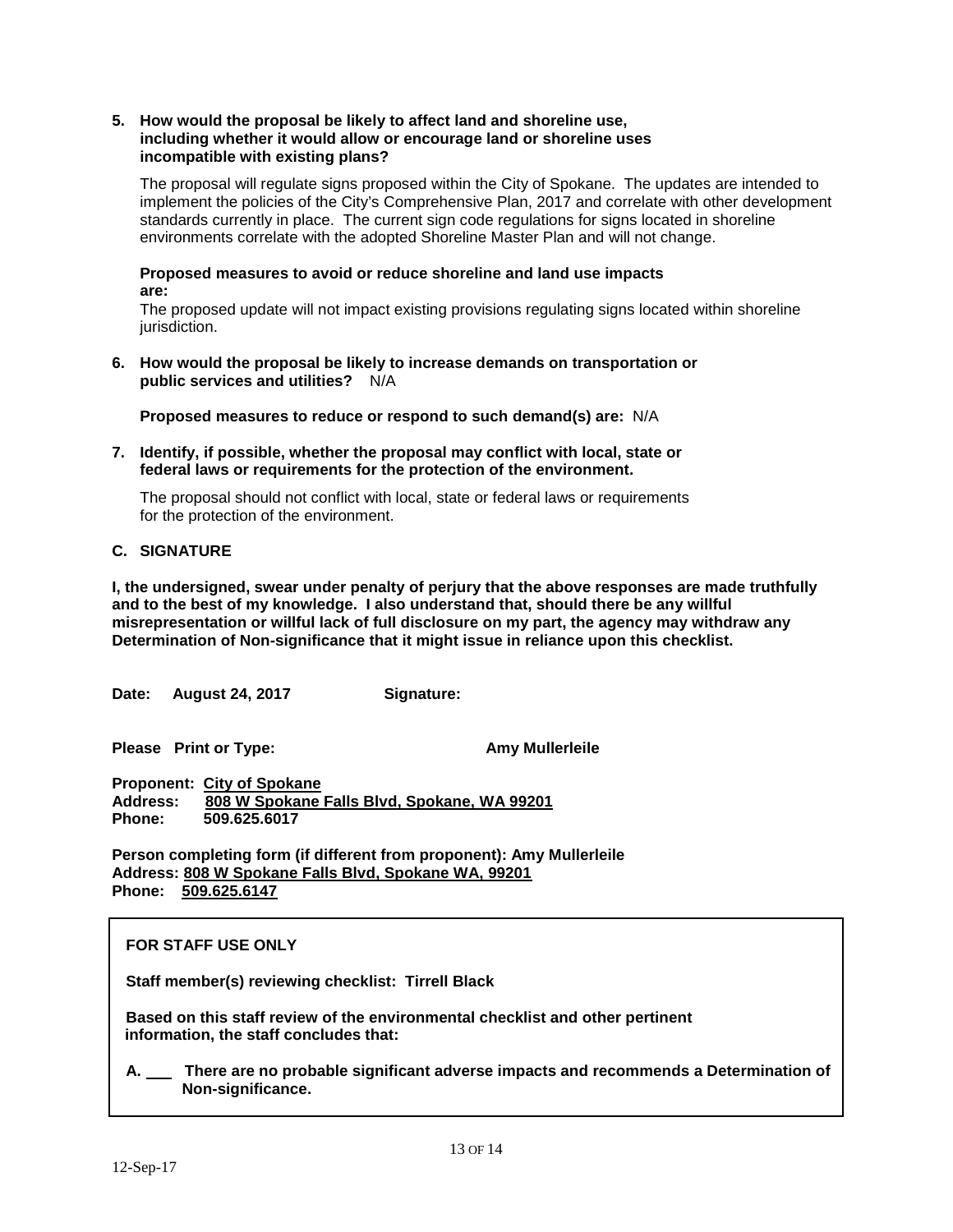**5. How would the proposal be likely to affect land and shoreline use, including whether it would allow or encourage land or shoreline uses incompatible with existing plans?**

The proposal will regulate signs proposed within the City of Spokane. The updates are intended to implement the policies of the City's Comprehensive Plan, 2017 and correlate with other development standards currently in place. The current sign code regulations for signs located in shoreline environments correlate with the adopted Shoreline Master Plan and will not change.

**Proposed measures to avoid or reduce shoreline and land use impacts are:**

The proposed update will not impact existing provisions regulating signs located within shoreline jurisdiction.

**6. How would the proposal be likely to increase demands on transportation or public services and utilities?** N/A

**Proposed measures to reduce or respond to such demand(s) are:** N/A

**7. Identify, if possible, whether the proposal may conflict with local, state or federal laws or requirements for the protection of the environment.**

The proposal should not conflict with local, state or federal laws or requirements for the protection of the environment.

## C. SIGNATURE

**I, the undersigned, swear under penalty of perjury that the above responses are made truthfully and to the best of my knowledge. I also understand that, should there be any willful misrepresentation or willful lack of full disclosure on my part, the agency may withdraw any Determination of Non-significance that it might issue in reliance upon this checklist.**

**Date: August 24, 2017** **Signature:**

**Please Print or Type:** **Amy Mullerleile**

**Proponent: City of Spokane**
**Address: 808 W Spokane Falls Blvd, Spokane, WA 99201**
**Phone: 509.625.6017**

**Person completing form (if different from proponent): Amy Mullerleile**
**Address: 808 W Spokane Falls Blvd, Spokane WA, 99201**
**Phone: 509.625.6147**

**FOR STAFF USE ONLY**

**Staff member(s) reviewing checklist: Tirrell Black**

**Based on this staff review of the environmental checklist and other pertinent information, the staff concludes that:**

**A. ___ There are no probable significant adverse impacts and recommends a Determination of Non-significance.**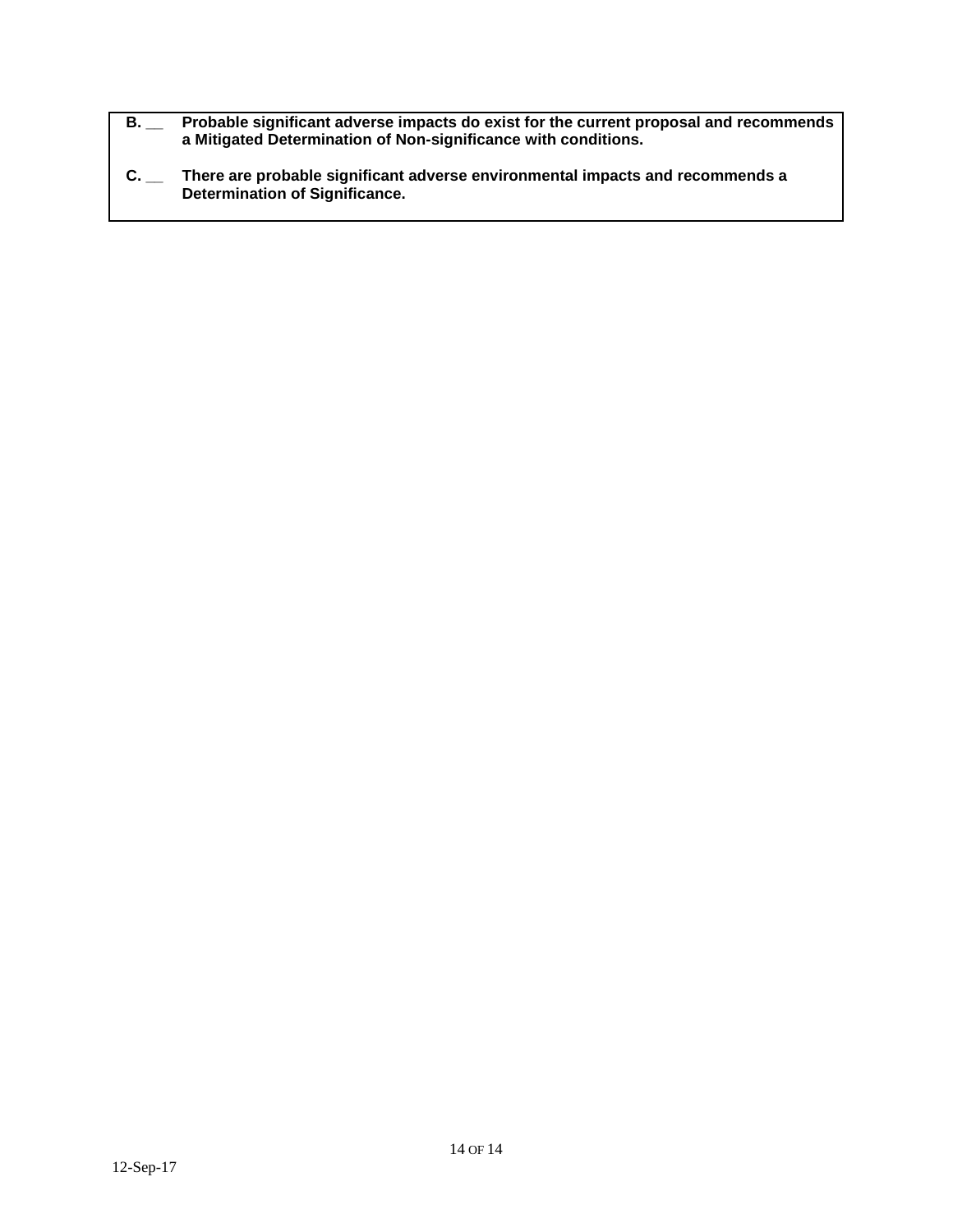**B. \_\_ Probable significant adverse impacts do exist for the current proposal and recommends a Mitigated Determination of Non-significance with conditions.**

**C. \_\_ There are probable significant adverse environmental impacts and recommends a Determination of Significance.**

12-Sep-17